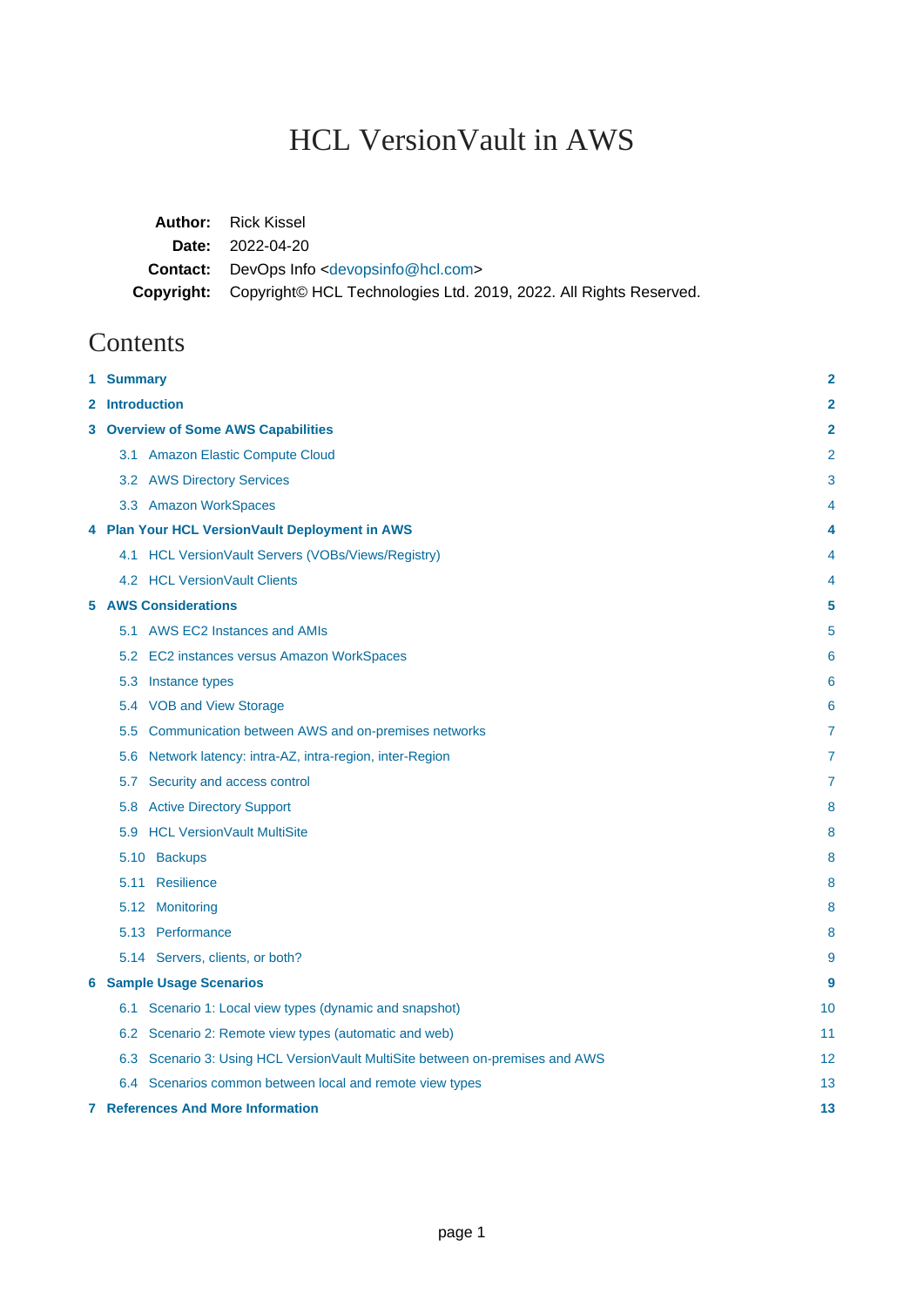# HCL VersionVault in AWS

**Author:** Rick Kissel
**Date:** 2022-04-20
**Contact:** DevOps Info <devopsinfo@hcl.com>
**Copyright:** Copyright© HCL Technologies Ltd. 2019, 2022. All Rights Reserved.

## Contents

- **1 Summary** — 2
- **2 Introduction** — 2
- **3 Overview of Some AWS Capabilities** — 2
  - 3.1 Amazon Elastic Compute Cloud — 2
  - 3.2 AWS Directory Services — 3
  - 3.3 Amazon WorkSpaces — 4
- **4 Plan Your HCL VersionVault Deployment in AWS** — 4
  - 4.1 HCL VersionVault Servers (VOBs/Views/Registry) — 4
  - 4.2 HCL VersionVault Clients — 4
- **5 AWS Considerations** — 5
  - 5.1 AWS EC2 Instances and AMIs — 5
  - 5.2 EC2 instances versus Amazon WorkSpaces — 6
  - 5.3 Instance types — 6
  - 5.4 VOB and View Storage — 6
  - 5.5 Communication between AWS and on-premises networks — 7
  - 5.6 Network latency: intra-AZ, intra-region, inter-Region — 7
  - 5.7 Security and access control — 7
  - 5.8 Active Directory Support — 8
  - 5.9 HCL VersionVault MultiSite — 8
  - 5.10 Backups — 8
  - 5.11 Resilience — 8
  - 5.12 Monitoring — 8
  - 5.13 Performance — 8
  - 5.14 Servers, clients, or both? — 9
- **6 Sample Usage Scenarios** — 9
  - 6.1 Scenario 1: Local view types (dynamic and snapshot) — 10
  - 6.2 Scenario 2: Remote view types (automatic and web) — 11
  - 6.3 Scenario 3: Using HCL VersionVault MultiSite between on-premises and AWS — 12
  - 6.4 Scenarios common between local and remote view types — 13
- **7 References And More Information** — 13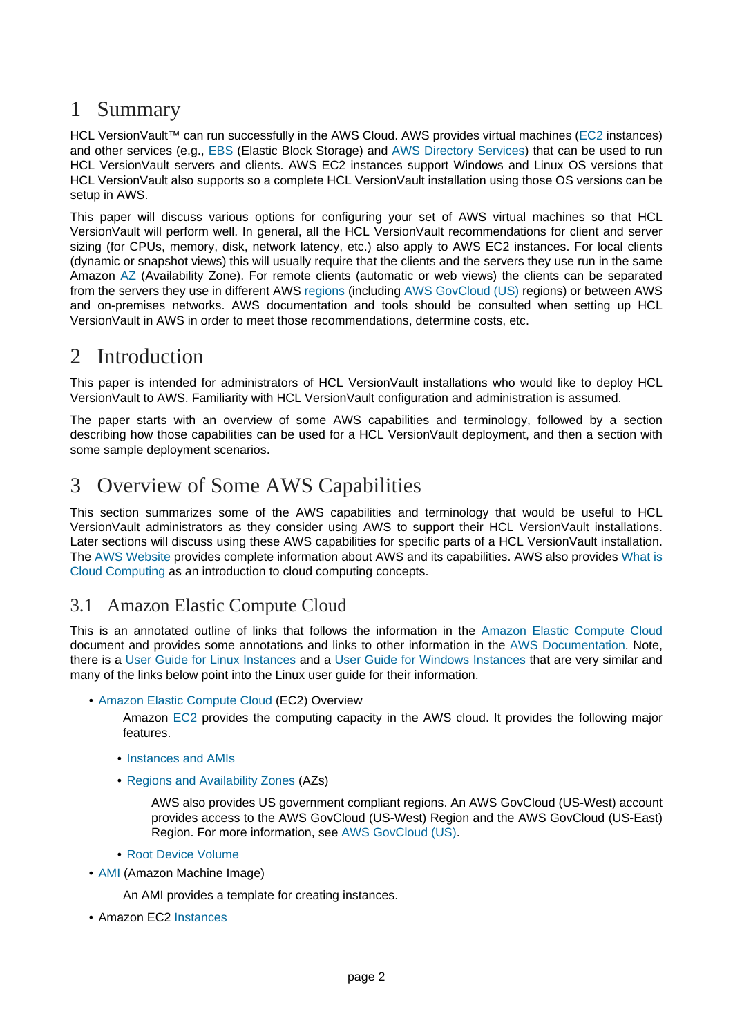# 1 Summary

HCL VersionVault™ can run successfully in the AWS Cloud. AWS provides virtual machines (EC2 instances) and other services (e.g., EBS (Elastic Block Storage) and AWS Directory Services) that can be used to run HCL VersionVault servers and clients. AWS EC2 instances support Windows and Linux OS versions that HCL VersionVault also supports so a complete HCL VersionVault installation using those OS versions can be setup in AWS.

This paper will discuss various options for configuring your set of AWS virtual machines so that HCL VersionVault will perform well. In general, all the HCL VersionVault recommendations for client and server sizing (for CPUs, memory, disk, network latency, etc.) also apply to AWS EC2 instances. For local clients (dynamic or snapshot views) this will usually require that the clients and the servers they use run in the same Amazon AZ (Availability Zone). For remote clients (automatic or web views) the clients can be separated from the servers they use in different AWS regions (including AWS GovCloud (US) regions) or between AWS and on-premises networks. AWS documentation and tools should be consulted when setting up HCL VersionVault in AWS in order to meet those recommendations, determine costs, etc.

# 2 Introduction

This paper is intended for administrators of HCL VersionVault installations who would like to deploy HCL VersionVault to AWS. Familiarity with HCL VersionVault configuration and administration is assumed.

The paper starts with an overview of some AWS capabilities and terminology, followed by a section describing how those capabilities can be used for a HCL VersionVault deployment, and then a section with some sample deployment scenarios.

# 3 Overview of Some AWS Capabilities

This section summarizes some of the AWS capabilities and terminology that would be useful to HCL VersionVault administrators as they consider using AWS to support their HCL VersionVault installations. Later sections will discuss using these AWS capabilities for specific parts of a HCL VersionVault installation. The AWS Website provides complete information about AWS and its capabilities. AWS also provides What is Cloud Computing as an introduction to cloud computing concepts.

## 3.1 Amazon Elastic Compute Cloud

This is an annotated outline of links that follows the information in the Amazon Elastic Compute Cloud document and provides some annotations and links to other information in the AWS Documentation. Note, there is a User Guide for Linux Instances and a User Guide for Windows Instances that are very similar and many of the links below point into the Linux user guide for their information.

- Amazon Elastic Compute Cloud (EC2) Overview

  Amazon EC2 provides the computing capacity in the AWS cloud. It provides the following major features.

  - Instances and AMIs
  - Regions and Availability Zones (AZs)

    AWS also provides US government compliant regions. An AWS GovCloud (US-West) account provides access to the AWS GovCloud (US-West) Region and the AWS GovCloud (US-East) Region. For more information, see AWS GovCloud (US).

  - Root Device Volume

- AMI (Amazon Machine Image)

  An AMI provides a template for creating instances.

- Amazon EC2 Instances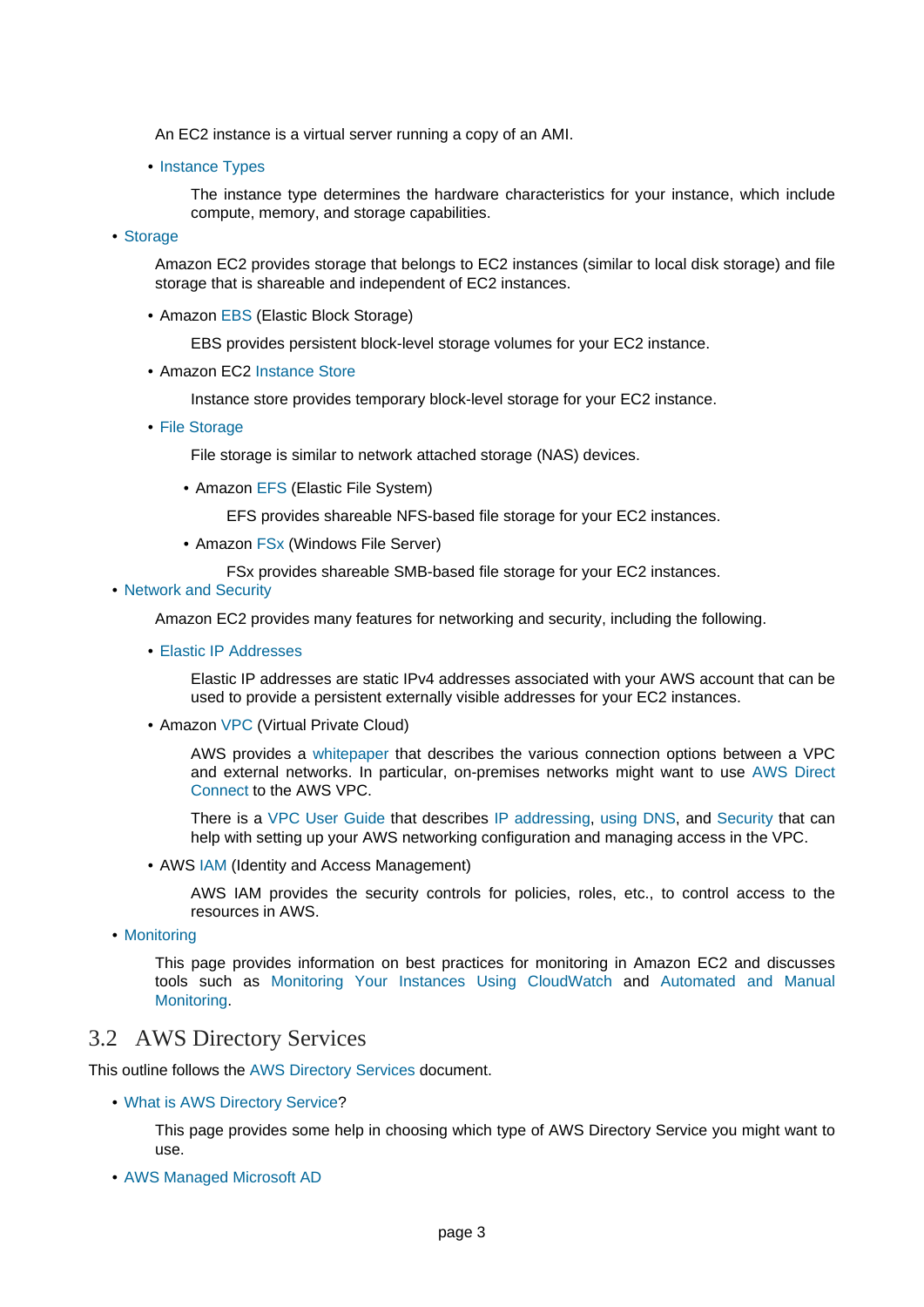An EC2 instance is a virtual server running a copy of an AMI.

  - Instance Types

    The instance type determines the hardware characteristics for your instance, which include compute, memory, and storage capabilities.

- Storage

  Amazon EC2 provides storage that belongs to EC2 instances (similar to local disk storage) and file storage that is shareable and independent of EC2 instances.

  - Amazon EBS (Elastic Block Storage)

    EBS provides persistent block-level storage volumes for your EC2 instance.

  - Amazon EC2 Instance Store

    Instance store provides temporary block-level storage for your EC2 instance.

  - File Storage

    File storage is similar to network attached storage (NAS) devices.

    - Amazon EFS (Elastic File System)

      EFS provides shareable NFS-based file storage for your EC2 instances.

    - Amazon FSx (Windows File Server)

      FSx provides shareable SMB-based file storage for your EC2 instances.

- Network and Security

  Amazon EC2 provides many features for networking and security, including the following.

  - Elastic IP Addresses

    Elastic IP addresses are static IPv4 addresses associated with your AWS account that can be used to provide a persistent externally visible addresses for your EC2 instances.

  - Amazon VPC (Virtual Private Cloud)

    AWS provides a whitepaper that describes the various connection options between a VPC and external networks. In particular, on-premises networks might want to use AWS Direct Connect to the AWS VPC.

    There is a VPC User Guide that describes IP addressing, using DNS, and Security that can help with setting up your AWS networking configuration and managing access in the VPC.

  - AWS IAM (Identity and Access Management)

    AWS IAM provides the security controls for policies, roles, etc., to control access to the resources in AWS.

- Monitoring

  This page provides information on best practices for monitoring in Amazon EC2 and discusses tools such as Monitoring Your Instances Using CloudWatch and Automated and Manual Monitoring.

## 3.2 AWS Directory Services

This outline follows the AWS Directory Services document.

- What is AWS Directory Service?

  This page provides some help in choosing which type of AWS Directory Service you might want to use.

- AWS Managed Microsoft AD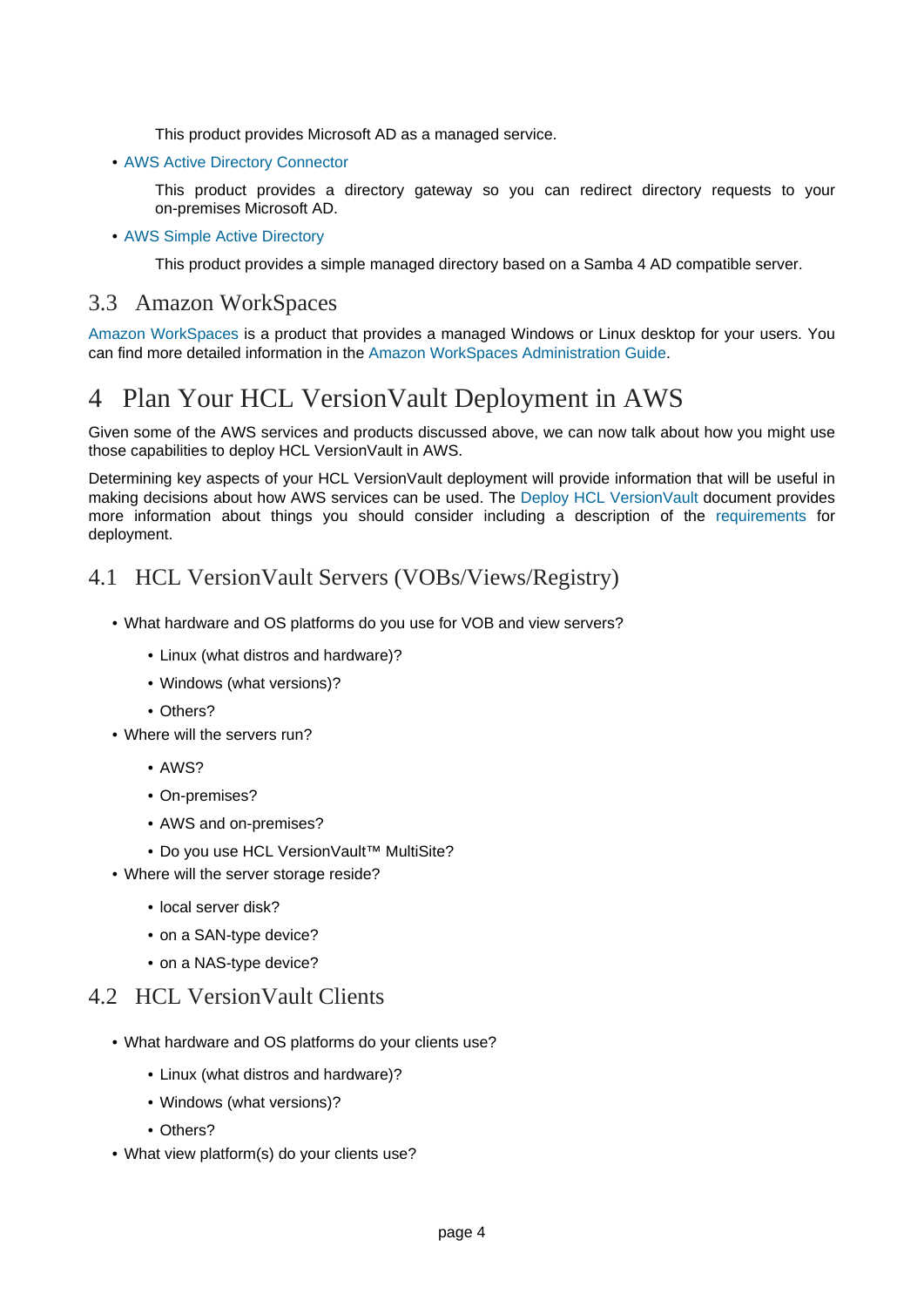This product provides Microsoft AD as a managed service.

- AWS Active Directory Connector

  This product provides a directory gateway so you can redirect directory requests to your on-premises Microsoft AD.

- AWS Simple Active Directory

  This product provides a simple managed directory based on a Samba 4 AD compatible server.

## 3.3 Amazon WorkSpaces

Amazon WorkSpaces is a product that provides a managed Windows or Linux desktop for your users. You can find more detailed information in the Amazon WorkSpaces Administration Guide.

# 4 Plan Your HCL VersionVault Deployment in AWS

Given some of the AWS services and products discussed above, we can now talk about how you might use those capabilities to deploy HCL VersionVault in AWS.

Determining key aspects of your HCL VersionVault deployment will provide information that will be useful in making decisions about how AWS services can be used. The Deploy HCL VersionVault document provides more information about things you should consider including a description of the requirements for deployment.

## 4.1 HCL VersionVault Servers (VOBs/Views/Registry)

- What hardware and OS platforms do you use for VOB and view servers?
  - Linux (what distros and hardware)?
  - Windows (what versions)?
  - Others?
- Where will the servers run?
  - AWS?
  - On-premises?
  - AWS and on-premises?
  - Do you use HCL VersionVault™ MultiSite?
- Where will the server storage reside?
  - local server disk?
  - on a SAN-type device?
  - on a NAS-type device?

## 4.2 HCL VersionVault Clients

- What hardware and OS platforms do your clients use?
  - Linux (what distros and hardware)?
  - Windows (what versions)?
  - Others?
- What view platform(s) do your clients use?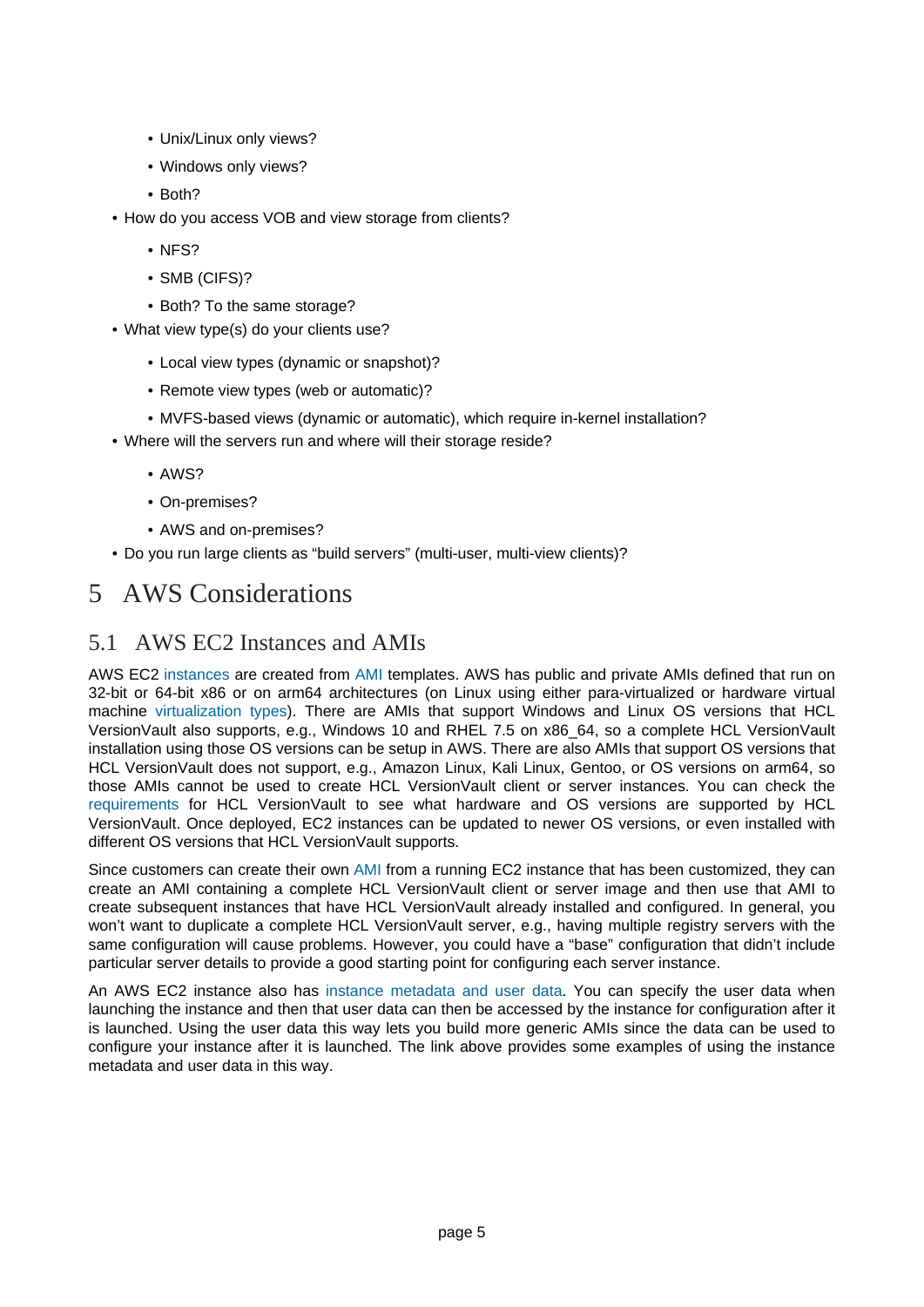- Unix/Linux only views?
    - Windows only views?
    - Both?
- How do you access VOB and view storage from clients?
    - NFS?
    - SMB (CIFS)?
    - Both? To the same storage?
- What view type(s) do your clients use?
    - Local view types (dynamic or snapshot)?
    - Remote view types (web or automatic)?
    - MVFS-based views (dynamic or automatic), which require in-kernel installation?
- Where will the servers run and where will their storage reside?
    - AWS?
    - On-premises?
    - AWS and on-premises?
- Do you run large clients as “build servers” (multi-user, multi-view clients)?

# 5 AWS Considerations

## 5.1 AWS EC2 Instances and AMIs

AWS EC2 instances are created from AMI templates. AWS has public and private AMIs defined that run on 32-bit or 64-bit x86 or on arm64 architectures (on Linux using either para-virtualized or hardware virtual machine virtualization types). There are AMIs that support Windows and Linux OS versions that HCL VersionVault also supports, e.g., Windows 10 and RHEL 7.5 on x86_64, so a complete HCL VersionVault installation using those OS versions can be setup in AWS. There are also AMIs that support OS versions that HCL VersionVault does not support, e.g., Amazon Linux, Kali Linux, Gentoo, or OS versions on arm64, so those AMIs cannot be used to create HCL VersionVault client or server instances. You can check the requirements for HCL VersionVault to see what hardware and OS versions are supported by HCL VersionVault. Once deployed, EC2 instances can be updated to newer OS versions, or even installed with different OS versions that HCL VersionVault supports.

Since customers can create their own AMI from a running EC2 instance that has been customized, they can create an AMI containing a complete HCL VersionVault client or server image and then use that AMI to create subsequent instances that have HCL VersionVault already installed and configured. In general, you won’t want to duplicate a complete HCL VersionVault server, e.g., having multiple registry servers with the same configuration will cause problems. However, you could have a “base” configuration that didn’t include particular server details to provide a good starting point for configuring each server instance.

An AWS EC2 instance also has instance metadata and user data. You can specify the user data when launching the instance and then that user data can then be accessed by the instance for configuration after it is launched. Using the user data this way lets you build more generic AMIs since the data can be used to configure your instance after it is launched. The link above provides some examples of using the instance metadata and user data in this way.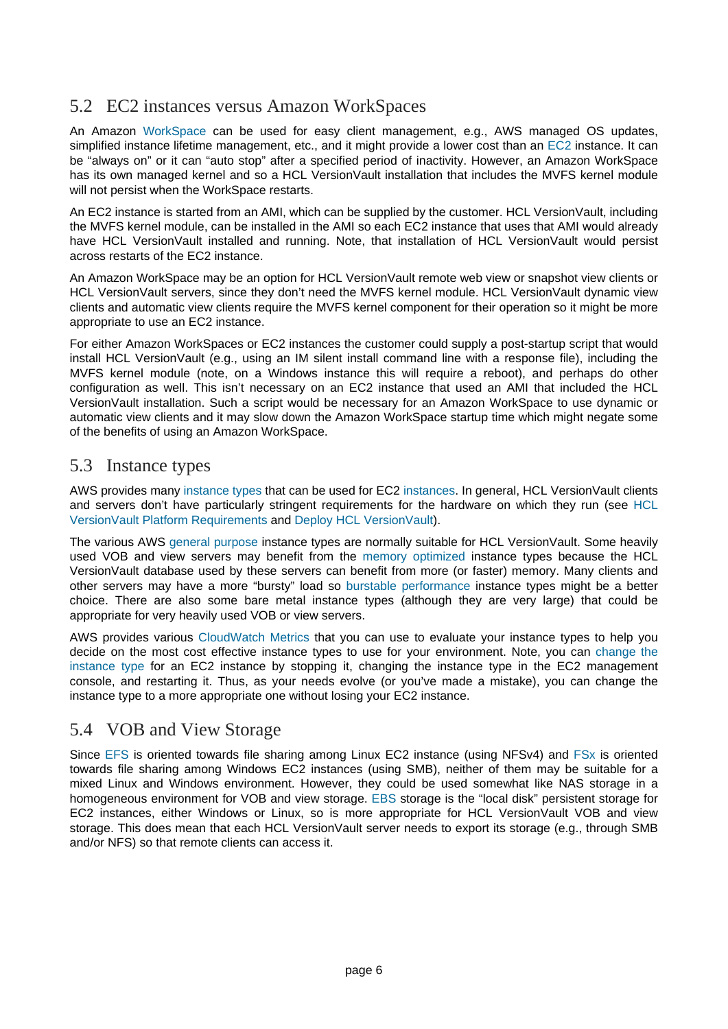## 5.2 EC2 instances versus Amazon WorkSpaces

An Amazon WorkSpace can be used for easy client management, e.g., AWS managed OS updates, simplified instance lifetime management, etc., and it might provide a lower cost than an EC2 instance. It can be "always on" or it can "auto stop" after a specified period of inactivity. However, an Amazon WorkSpace has its own managed kernel and so a HCL VersionVault installation that includes the MVFS kernel module will not persist when the WorkSpace restarts.

An EC2 instance is started from an AMI, which can be supplied by the customer. HCL VersionVault, including the MVFS kernel module, can be installed in the AMI so each EC2 instance that uses that AMI would already have HCL VersionVault installed and running. Note, that installation of HCL VersionVault would persist across restarts of the EC2 instance.

An Amazon WorkSpace may be an option for HCL VersionVault remote web view or snapshot view clients or HCL VersionVault servers, since they don't need the MVFS kernel module. HCL VersionVault dynamic view clients and automatic view clients require the MVFS kernel component for their operation so it might be more appropriate to use an EC2 instance.

For either Amazon WorkSpaces or EC2 instances the customer could supply a post-startup script that would install HCL VersionVault (e.g., using an IM silent install command line with a response file), including the MVFS kernel module (note, on a Windows instance this will require a reboot), and perhaps do other configuration as well. This isn't necessary on an EC2 instance that used an AMI that included the HCL VersionVault installation. Such a script would be necessary for an Amazon WorkSpace to use dynamic or automatic view clients and it may slow down the Amazon WorkSpace startup time which might negate some of the benefits of using an Amazon WorkSpace.

## 5.3 Instance types

AWS provides many instance types that can be used for EC2 instances. In general, HCL VersionVault clients and servers don't have particularly stringent requirements for the hardware on which they run (see HCL VersionVault Platform Requirements and Deploy HCL VersionVault).

The various AWS general purpose instance types are normally suitable for HCL VersionVault. Some heavily used VOB and view servers may benefit from the memory optimized instance types because the HCL VersionVault database used by these servers can benefit from more (or faster) memory. Many clients and other servers may have a more "bursty" load so burstable performance instance types might be a better choice. There are also some bare metal instance types (although they are very large) that could be appropriate for very heavily used VOB or view servers.

AWS provides various CloudWatch Metrics that you can use to evaluate your instance types to help you decide on the most cost effective instance types to use for your environment. Note, you can change the instance type for an EC2 instance by stopping it, changing the instance type in the EC2 management console, and restarting it. Thus, as your needs evolve (or you've made a mistake), you can change the instance type to a more appropriate one without losing your EC2 instance.

## 5.4 VOB and View Storage

Since EFS is oriented towards file sharing among Linux EC2 instance (using NFSv4) and FSx is oriented towards file sharing among Windows EC2 instances (using SMB), neither of them may be suitable for a mixed Linux and Windows environment. However, they could be used somewhat like NAS storage in a homogeneous environment for VOB and view storage. EBS storage is the "local disk" persistent storage for EC2 instances, either Windows or Linux, so is more appropriate for HCL VersionVault VOB and view storage. This does mean that each HCL VersionVault server needs to export its storage (e.g., through SMB and/or NFS) so that remote clients can access it.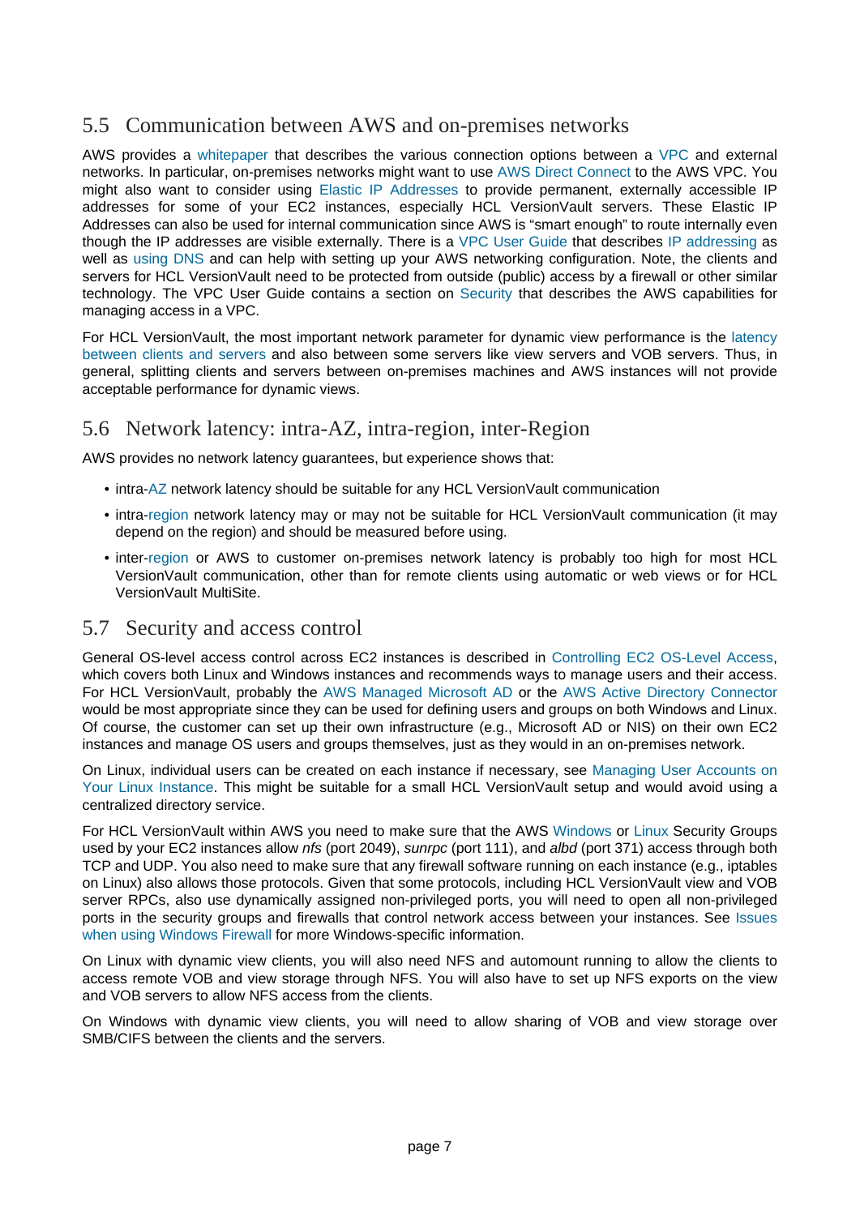## 5.5 Communication between AWS and on-premises networks

AWS provides a whitepaper that describes the various connection options between a VPC and external networks. In particular, on-premises networks might want to use AWS Direct Connect to the AWS VPC. You might also want to consider using Elastic IP Addresses to provide permanent, externally accessible IP addresses for some of your EC2 instances, especially HCL VersionVault servers. These Elastic IP Addresses can also be used for internal communication since AWS is “smart enough” to route internally even though the IP addresses are visible externally. There is a VPC User Guide that describes IP addressing as well as using DNS and can help with setting up your AWS networking configuration. Note, the clients and servers for HCL VersionVault need to be protected from outside (public) access by a firewall or other similar technology. The VPC User Guide contains a section on Security that describes the AWS capabilities for managing access in a VPC.

For HCL VersionVault, the most important network parameter for dynamic view performance is the latency between clients and servers and also between some servers like view servers and VOB servers. Thus, in general, splitting clients and servers between on-premises machines and AWS instances will not provide acceptable performance for dynamic views.

## 5.6 Network latency: intra-AZ, intra-region, inter-Region

AWS provides no network latency guarantees, but experience shows that:

- intra-AZ network latency should be suitable for any HCL VersionVault communication
- intra-region network latency may or may not be suitable for HCL VersionVault communication (it may depend on the region) and should be measured before using.
- inter-region or AWS to customer on-premises network latency is probably too high for most HCL VersionVault communication, other than for remote clients using automatic or web views or for HCL VersionVault MultiSite.

## 5.7 Security and access control

General OS-level access control across EC2 instances is described in Controlling EC2 OS-Level Access, which covers both Linux and Windows instances and recommends ways to manage users and their access. For HCL VersionVault, probably the AWS Managed Microsoft AD or the AWS Active Directory Connector would be most appropriate since they can be used for defining users and groups on both Windows and Linux. Of course, the customer can set up their own infrastructure (e.g., Microsoft AD or NIS) on their own EC2 instances and manage OS users and groups themselves, just as they would in an on-premises network.

On Linux, individual users can be created on each instance if necessary, see Managing User Accounts on Your Linux Instance. This might be suitable for a small HCL VersionVault setup and would avoid using a centralized directory service.

For HCL VersionVault within AWS you need to make sure that the AWS Windows or Linux Security Groups used by your EC2 instances allow *nfs* (port 2049), *sunrpc* (port 111), and *albd* (port 371) access through both TCP and UDP. You also need to make sure that any firewall software running on each instance (e.g., iptables on Linux) also allows those protocols. Given that some protocols, including HCL VersionVault view and VOB server RPCs, also use dynamically assigned non-privileged ports, you will need to open all non-privileged ports in the security groups and firewalls that control network access between your instances. See Issues when using Windows Firewall for more Windows-specific information.

On Linux with dynamic view clients, you will also need NFS and automount running to allow the clients to access remote VOB and view storage through NFS. You will also have to set up NFS exports on the view and VOB servers to allow NFS access from the clients.

On Windows with dynamic view clients, you will need to allow sharing of VOB and view storage over SMB/CIFS between the clients and the servers.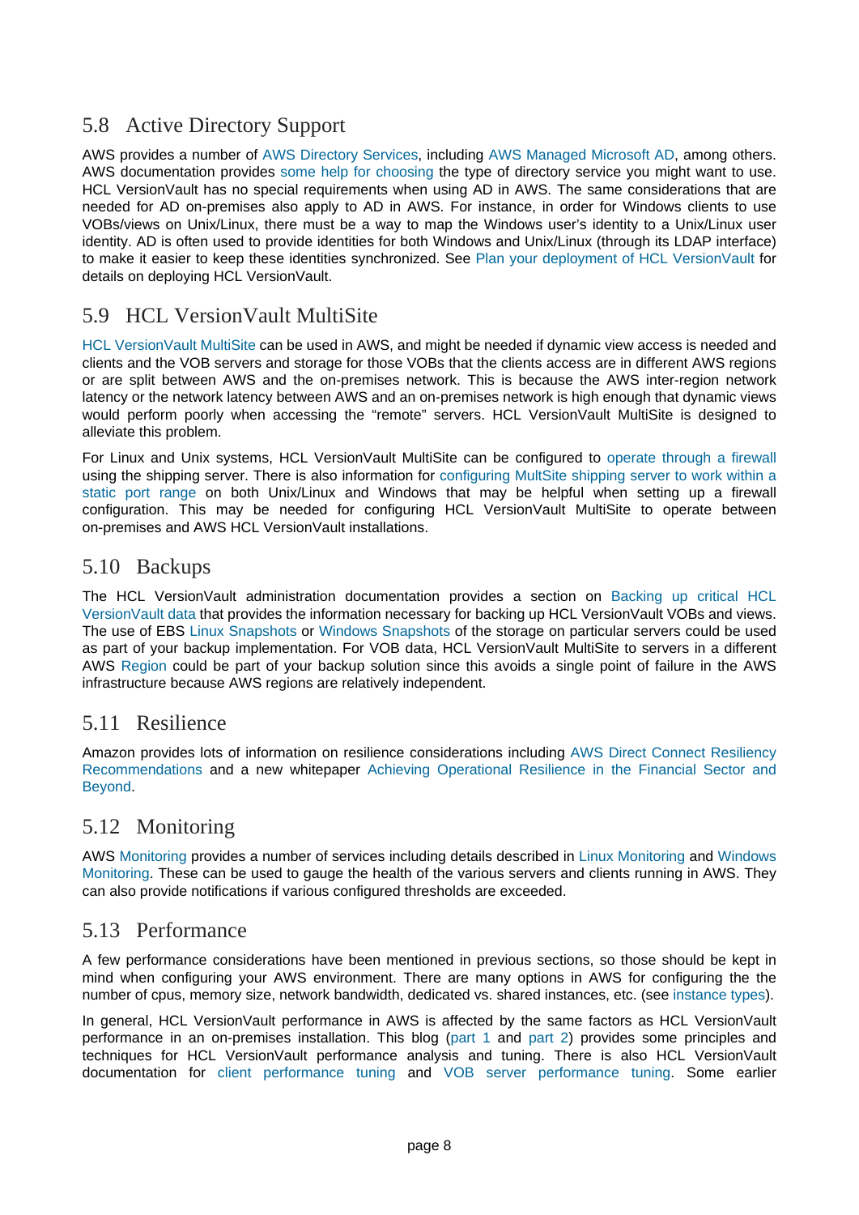## 5.8 Active Directory Support

AWS provides a number of AWS Directory Services, including AWS Managed Microsoft AD, among others. AWS documentation provides some help for choosing the type of directory service you might want to use. HCL VersionVault has no special requirements when using AD in AWS. The same considerations that are needed for AD on-premises also apply to AD in AWS. For instance, in order for Windows clients to use VOBs/views on Unix/Linux, there must be a way to map the Windows user's identity to a Unix/Linux user identity. AD is often used to provide identities for both Windows and Unix/Linux (through its LDAP interface) to make it easier to keep these identities synchronized. See Plan your deployment of HCL VersionVault for details on deploying HCL VersionVault.

## 5.9 HCL VersionVault MultiSite

HCL VersionVault MultiSite can be used in AWS, and might be needed if dynamic view access is needed and clients and the VOB servers and storage for those VOBs that the clients access are in different AWS regions or are split between AWS and the on-premises network. This is because the AWS inter-region network latency or the network latency between AWS and an on-premises network is high enough that dynamic views would perform poorly when accessing the "remote" servers. HCL VersionVault MultiSite is designed to alleviate this problem.

For Linux and Unix systems, HCL VersionVault MultiSite can be configured to operate through a firewall using the shipping server. There is also information for configuring MultSite shipping server to work within a static port range on both Unix/Linux and Windows that may be helpful when setting up a firewall configuration. This may be needed for configuring HCL VersionVault MultiSite to operate between on-premises and AWS HCL VersionVault installations.

## 5.10 Backups

The HCL VersionVault administration documentation provides a section on Backing up critical HCL VersionVault data that provides the information necessary for backing up HCL VersionVault VOBs and views. The use of EBS Linux Snapshots or Windows Snapshots of the storage on particular servers could be used as part of your backup implementation. For VOB data, HCL VersionVault MultiSite to servers in a different AWS Region could be part of your backup solution since this avoids a single point of failure in the AWS infrastructure because AWS regions are relatively independent.

## 5.11 Resilience

Amazon provides lots of information on resilience considerations including AWS Direct Connect Resiliency Recommendations and a new whitepaper Achieving Operational Resilience in the Financial Sector and Beyond.

## 5.12 Monitoring

AWS Monitoring provides a number of services including details described in Linux Monitoring and Windows Monitoring. These can be used to gauge the health of the various servers and clients running in AWS. They can also provide notifications if various configured thresholds are exceeded.

## 5.13 Performance

A few performance considerations have been mentioned in previous sections, so those should be kept in mind when configuring your AWS environment. There are many options in AWS for configuring the the number of cpus, memory size, network bandwidth, dedicated vs. shared instances, etc. (see instance types).

In general, HCL VersionVault performance in AWS is affected by the same factors as HCL VersionVault performance in an on-premises installation. This blog (part 1 and part 2) provides some principles and techniques for HCL VersionVault performance analysis and tuning. There is also HCL VersionVault documentation for client performance tuning and VOB server performance tuning. Some earlier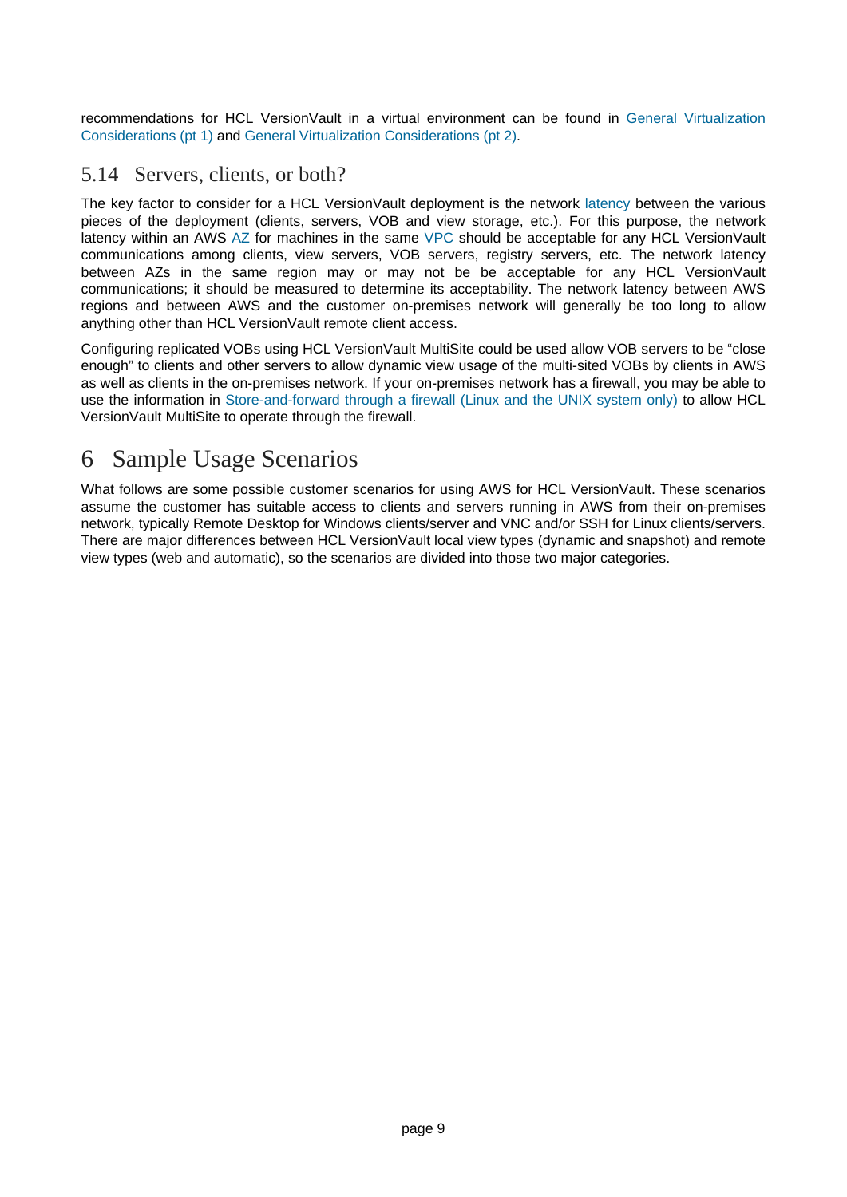recommendations for HCL VersionVault in a virtual environment can be found in General Virtualization Considerations (pt 1) and General Virtualization Considerations (pt 2).

## 5.14 Servers, clients, or both?

The key factor to consider for a HCL VersionVault deployment is the network latency between the various pieces of the deployment (clients, servers, VOB and view storage, etc.). For this purpose, the network latency within an AWS AZ for machines in the same VPC should be acceptable for any HCL VersionVault communications among clients, view servers, VOB servers, registry servers, etc. The network latency between AZs in the same region may or may not be be acceptable for any HCL VersionVault communications; it should be measured to determine its acceptability. The network latency between AWS regions and between AWS and the customer on-premises network will generally be too long to allow anything other than HCL VersionVault remote client access.

Configuring replicated VOBs using HCL VersionVault MultiSite could be used allow VOB servers to be "close enough" to clients and other servers to allow dynamic view usage of the multi-sited VOBs by clients in AWS as well as clients in the on-premises network. If your on-premises network has a firewall, you may be able to use the information in Store-and-forward through a firewall (Linux and the UNIX system only) to allow HCL VersionVault MultiSite to operate through the firewall.

# 6 Sample Usage Scenarios

What follows are some possible customer scenarios for using AWS for HCL VersionVault. These scenarios assume the customer has suitable access to clients and servers running in AWS from their on-premises network, typically Remote Desktop for Windows clients/server and VNC and/or SSH for Linux clients/servers. There are major differences between HCL VersionVault local view types (dynamic and snapshot) and remote view types (web and automatic), so the scenarios are divided into those two major categories.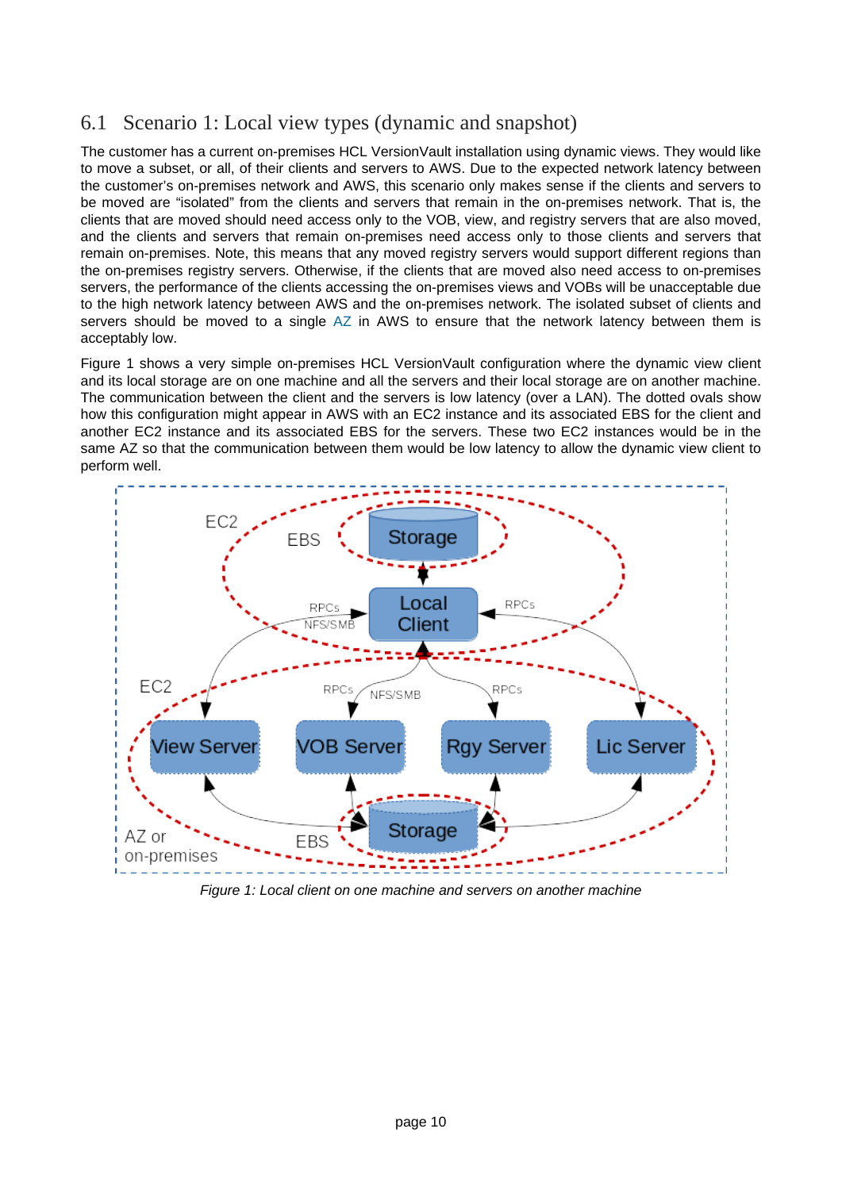## 6.1 Scenario 1: Local view types (dynamic and snapshot)

The customer has a current on-premises HCL VersionVault installation using dynamic views. They would like to move a subset, or all, of their clients and servers to AWS. Due to the expected network latency between the customer's on-premises network and AWS, this scenario only makes sense if the clients and servers to be moved are "isolated" from the clients and servers that remain in the on-premises network. That is, the clients that are moved should need access only to the VOB, view, and registry servers that are also moved, and the clients and servers that remain on-premises need access only to those clients and servers that remain on-premises. Note, this means that any moved registry servers would support different regions than the on-premises registry servers. Otherwise, if the clients that are moved also need access to on-premises servers, the performance of the clients accessing the on-premises views and VOBs will be unacceptable due to the high network latency between AWS and the on-premises network. The isolated subset of clients and servers should be moved to a single AZ in AWS to ensure that the network latency between them is acceptably low.

Figure 1 shows a very simple on-premises HCL VersionVault configuration where the dynamic view client and its local storage are on one machine and all the servers and their local storage are on another machine. The communication between the client and the servers is low latency (over a LAN). The dotted ovals show how this configuration might appear in AWS with an EC2 instance and its associated EBS for the client and another EC2 instance and its associated EBS for the servers. These two EC2 instances would be in the same AZ so that the communication between them would be low latency to allow the dynamic view client to perform well.

*Figure 1: Local client on one machine and servers on another machine*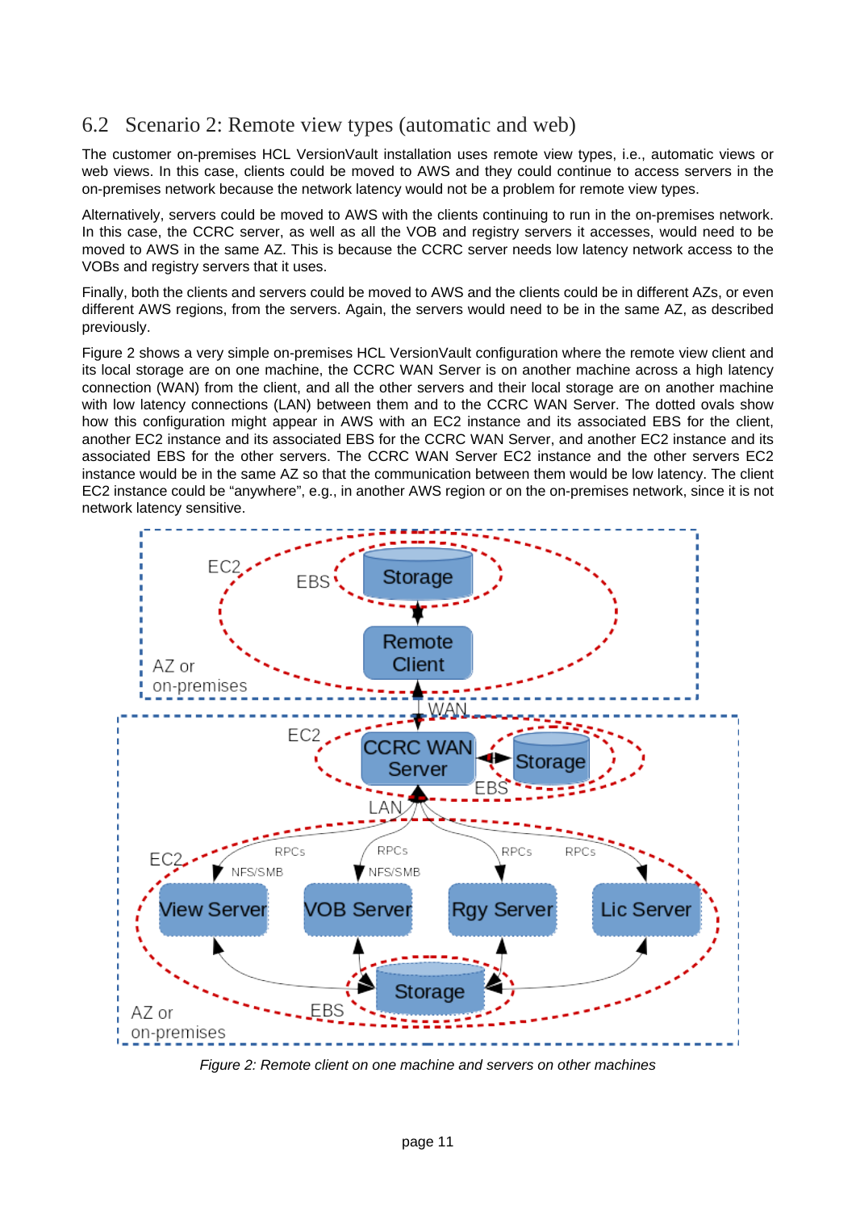## 6.2 Scenario 2: Remote view types (automatic and web)

The customer on-premises HCL VersionVault installation uses remote view types, i.e., automatic views or web views. In this case, clients could be moved to AWS and they could continue to access servers in the on-premises network because the network latency would not be a problem for remote view types.

Alternatively, servers could be moved to AWS with the clients continuing to run in the on-premises network. In this case, the CCRC server, as well as all the VOB and registry servers it accesses, would need to be moved to AWS in the same AZ. This is because the CCRC server needs low latency network access to the VOBs and registry servers that it uses.

Finally, both the clients and servers could be moved to AWS and the clients could be in different AZs, or even different AWS regions, from the servers. Again, the servers would need to be in the same AZ, as described previously.

Figure 2 shows a very simple on-premises HCL VersionVault configuration where the remote view client and its local storage are on one machine, the CCRC WAN Server is on another machine across a high latency connection (WAN) from the client, and all the other servers and their local storage are on another machine with low latency connections (LAN) between them and to the CCRC WAN Server. The dotted ovals show how this configuration might appear in AWS with an EC2 instance and its associated EBS for the client, another EC2 instance and its associated EBS for the CCRC WAN Server, and another EC2 instance and its associated EBS for the other servers. The CCRC WAN Server EC2 instance and the other servers EC2 instance would be in the same AZ so that the communication between them would be low latency. The client EC2 instance could be "anywhere", e.g., in another AWS region or on the on-premises network, since it is not network latency sensitive.

*Figure 2: Remote client on one machine and servers on other machines*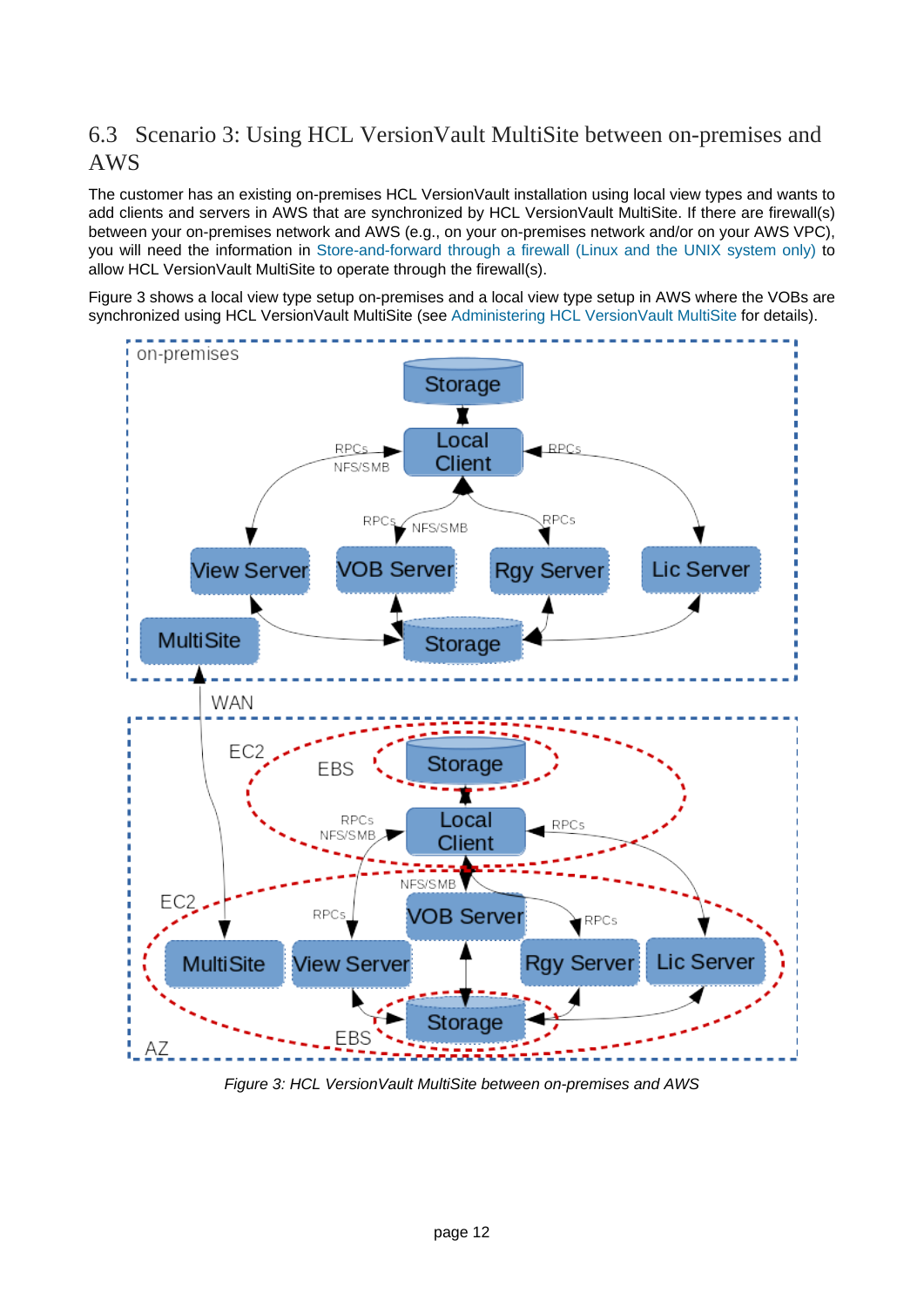## 6.3 Scenario 3: Using HCL VersionVault MultiSite between on-premises and AWS

The customer has an existing on-premises HCL VersionVault installation using local view types and wants to add clients and servers in AWS that are synchronized by HCL VersionVault MultiSite. If there are firewall(s) between your on-premises network and AWS (e.g., on your on-premises network and/or on your AWS VPC), you will need the information in Store-and-forward through a firewall (Linux and the UNIX system only) to allow HCL VersionVault MultiSite to operate through the firewall(s).

Figure 3 shows a local view type setup on-premises and a local view type setup in AWS where the VOBs are synchronized using HCL VersionVault MultiSite (see Administering HCL VersionVault MultiSite for details).

*Figure 3: HCL VersionVault MultiSite between on-premises and AWS*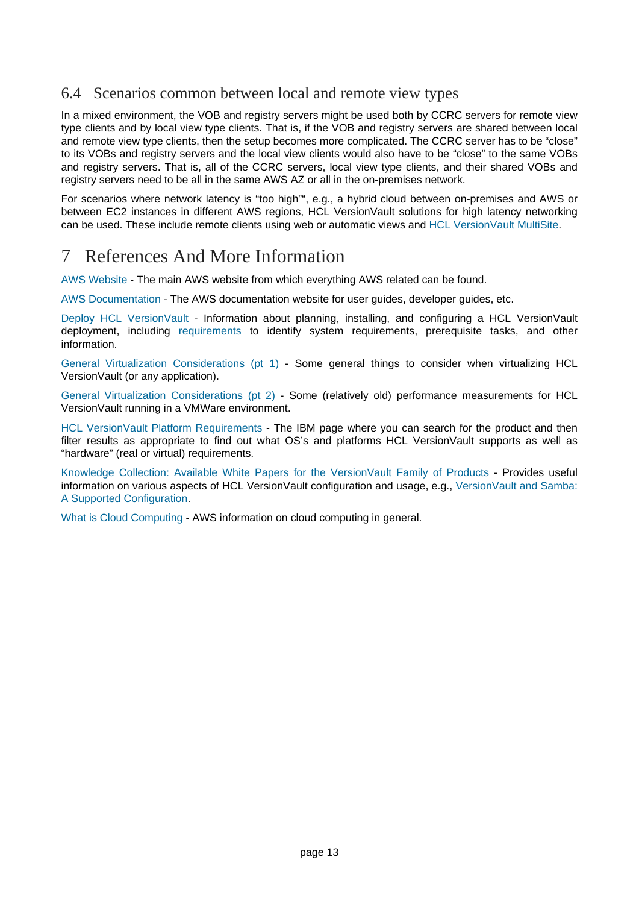## 6.4 Scenarios common between local and remote view types

In a mixed environment, the VOB and registry servers might be used both by CCRC servers for remote view type clients and by local view type clients. That is, if the VOB and registry servers are shared between local and remote view type clients, then the setup becomes more complicated. The CCRC server has to be "close" to its VOBs and registry servers and the local view clients would also have to be "close" to the same VOBs and registry servers. That is, all of the CCRC servers, local view type clients, and their shared VOBs and registry servers need to be all in the same AWS AZ or all in the on-premises network.

For scenarios where network latency is "too high"", e.g., a hybrid cloud between on-premises and AWS or between EC2 instances in different AWS regions, HCL VersionVault solutions for high latency networking can be used. These include remote clients using web or automatic views and HCL VersionVault MultiSite.

# 7 References And More Information

AWS Website - The main AWS website from which everything AWS related can be found.

AWS Documentation - The AWS documentation website for user guides, developer guides, etc.

Deploy HCL VersionVault - Information about planning, installing, and configuring a HCL VersionVault deployment, including requirements to identify system requirements, prerequisite tasks, and other information.

General Virtualization Considerations (pt 1) - Some general things to consider when virtualizing HCL VersionVault (or any application).

General Virtualization Considerations (pt 2) - Some (relatively old) performance measurements for HCL VersionVault running in a VMWare environment.

HCL VersionVault Platform Requirements - The IBM page where you can search for the product and then filter results as appropriate to find out what OS's and platforms HCL VersionVault supports as well as "hardware" (real or virtual) requirements.

Knowledge Collection: Available White Papers for the VersionVault Family of Products - Provides useful information on various aspects of HCL VersionVault configuration and usage, e.g., VersionVault and Samba: A Supported Configuration.

What is Cloud Computing - AWS information on cloud computing in general.